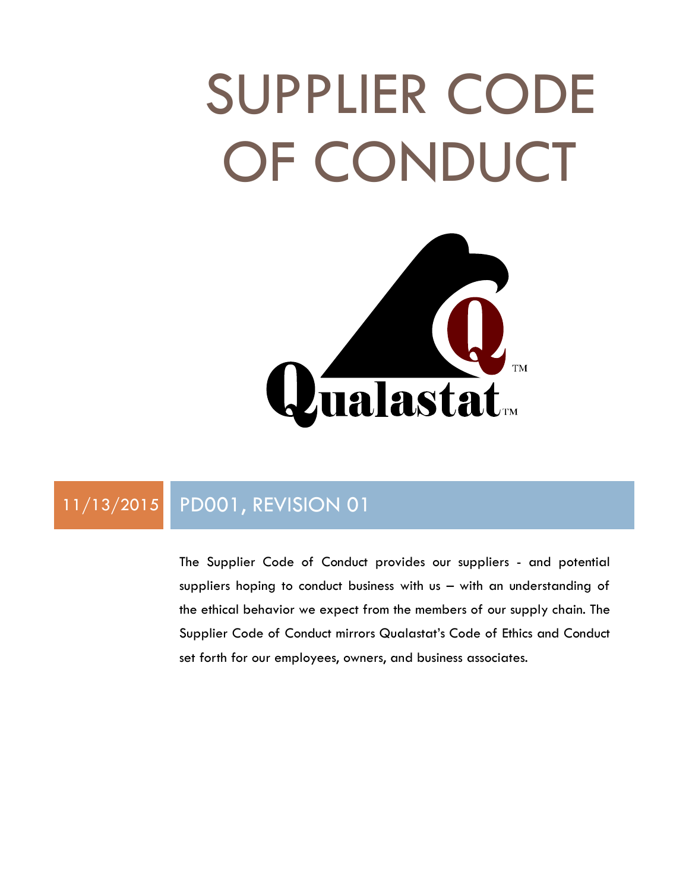# SUPPLIER CODE OF CONDUCT

Qualastat™

11/13/2015 | PD001, REVISION 01

The Supplier Code of Conduct provides our suppliers - and potential suppliers hoping to conduct business with us – with an understanding of the ethical behavior we expect from the members of our supply chain. The Supplier Code of Conduct mirrors Qualastat's Code of Ethics and Conduct set forth for our employees, owners, and business associates.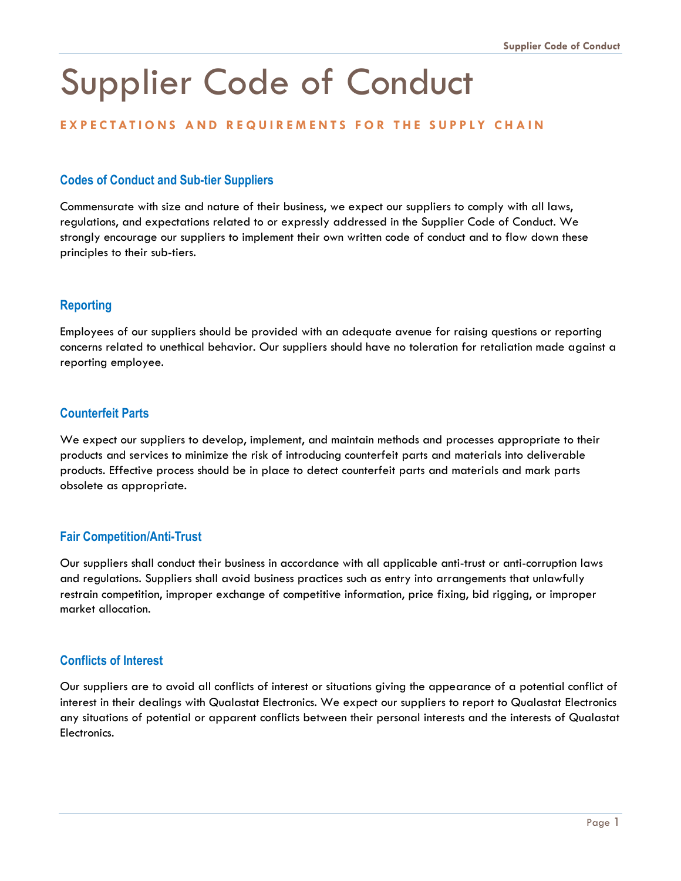# Supplier Code of Conduct

**EXPECTATIONS AND REQUIREMENTS FOR THE SUPPLY CHAIN**

## Codes of Conduct and Sub-tier Suppliers

Commensurate with size and nature of their business, we expect our suppliers to comply with all laws, regulations, and expectations related to or expressly addressed in the Supplier Code of Conduct. We strongly encourage our suppliers to implement their own written code of conduct and to flow down these principles to their sub-tiers.

## Reporting

Employees of our suppliers should be provided with an adequate avenue for raising questions or reporting concerns related to unethical behavior. Our suppliers should have no toleration for retaliation made against a reporting employee.

## Counterfeit Parts

We expect our suppliers to develop, implement, and maintain methods and processes appropriate to their products and services to minimize the risk of introducing counterfeit parts and materials into deliverable products. Effective process should be in place to detect counterfeit parts and materials and mark parts obsolete as appropriate.

## Fair Competition/Anti-Trust

Our suppliers shall conduct their business in accordance with all applicable anti-trust or anti-corruption laws and regulations. Suppliers shall avoid business practices such as entry into arrangements that unlawfully restrain competition, improper exchange of competitive information, price fixing, bid rigging, or improper market allocation.

## Conflicts of Interest

Our suppliers are to avoid all conflicts of interest or situations giving the appearance of a potential conflict of interest in their dealings with Qualastat Electronics. We expect our suppliers to report to Qualastat Electronics any situations of potential or apparent conflicts between their personal interests and the interests of Qualastat Electronics.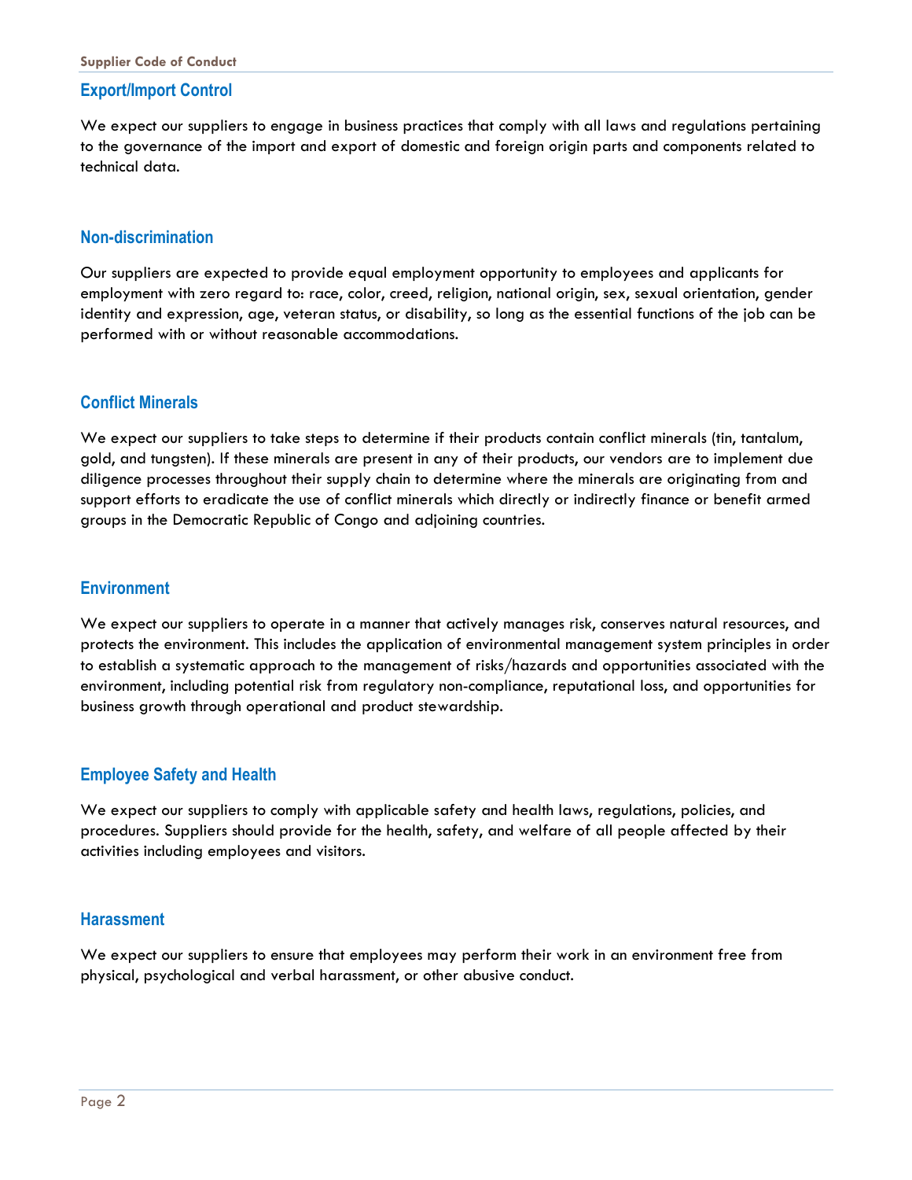## Export/Import Control

We expect our suppliers to engage in business practices that comply with all laws and regulations pertaining to the governance of the import and export of domestic and foreign origin parts and components related to technical data.

## Non-discrimination

Our suppliers are expected to provide equal employment opportunity to employees and applicants for employment with zero regard to: race, color, creed, religion, national origin, sex, sexual orientation, gender identity and expression, age, veteran status, or disability, so long as the essential functions of the job can be performed with or without reasonable accommodations.

## Conflict Minerals

We expect our suppliers to take steps to determine if their products contain conflict minerals (tin, tantalum, gold, and tungsten). If these minerals are present in any of their products, our vendors are to implement due diligence processes throughout their supply chain to determine where the minerals are originating from and support efforts to eradicate the use of conflict minerals which directly or indirectly finance or benefit armed groups in the Democratic Republic of Congo and adjoining countries.

## Environment

We expect our suppliers to operate in a manner that actively manages risk, conserves natural resources, and protects the environment. This includes the application of environmental management system principles in order to establish a systematic approach to the management of risks/hazards and opportunities associated with the environment, including potential risk from regulatory non-compliance, reputational loss, and opportunities for business growth through operational and product stewardship.

## Employee Safety and Health

We expect our suppliers to comply with applicable safety and health laws, regulations, policies, and procedures. Suppliers should provide for the health, safety, and welfare of all people affected by their activities including employees and visitors.

## Harassment

We expect our suppliers to ensure that employees may perform their work in an environment free from physical, psychological and verbal harassment, or other abusive conduct.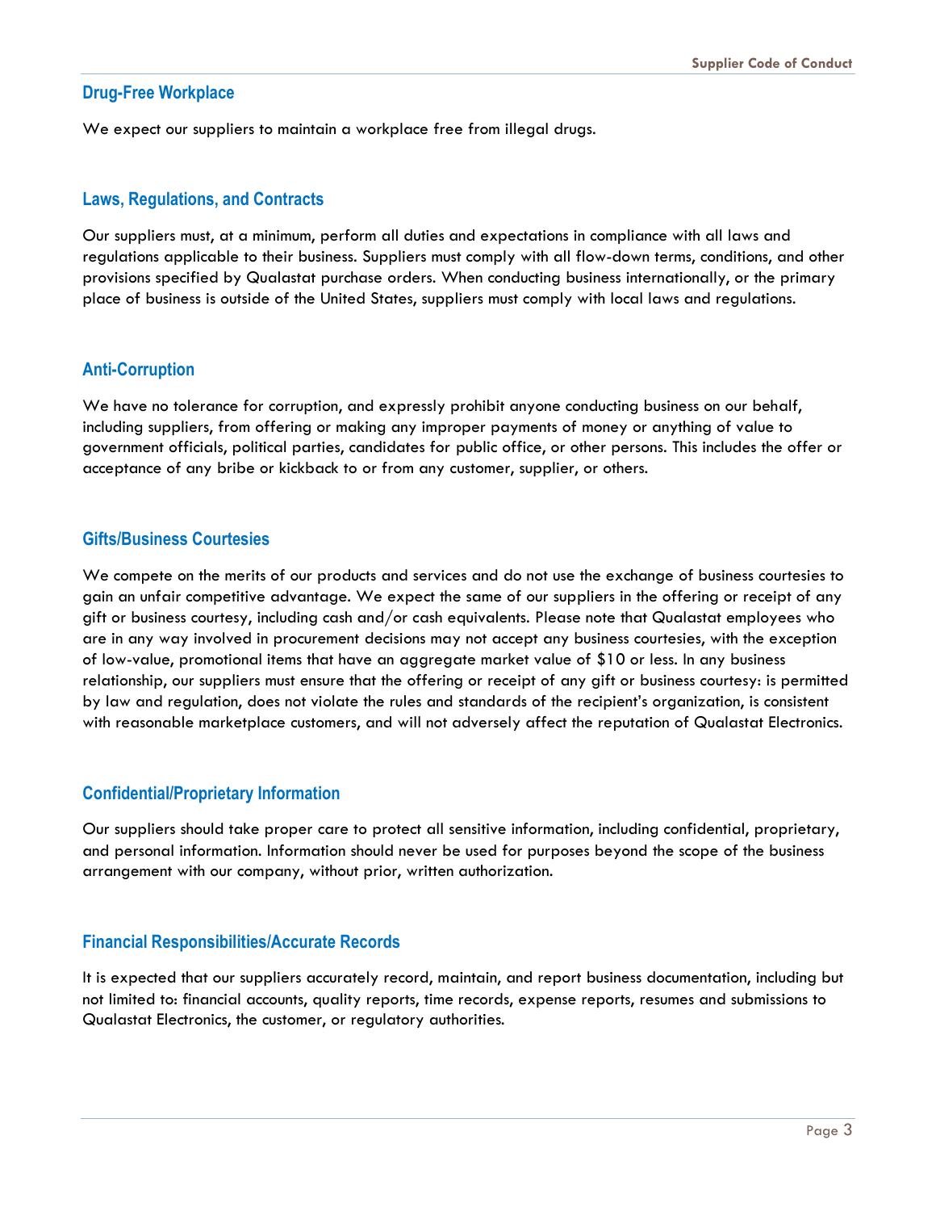## Drug-Free Workplace

We expect our suppliers to maintain a workplace free from illegal drugs.

## Laws, Regulations, and Contracts

Our suppliers must, at a minimum, perform all duties and expectations in compliance with all laws and regulations applicable to their business. Suppliers must comply with all flow-down terms, conditions, and other provisions specified by Qualastat purchase orders. When conducting business internationally, or the primary place of business is outside of the United States, suppliers must comply with local laws and regulations.

## Anti-Corruption

We have no tolerance for corruption, and expressly prohibit anyone conducting business on our behalf, including suppliers, from offering or making any improper payments of money or anything of value to government officials, political parties, candidates for public office, or other persons. This includes the offer or acceptance of any bribe or kickback to or from any customer, supplier, or others.

## Gifts/Business Courtesies

We compete on the merits of our products and services and do not use the exchange of business courtesies to gain an unfair competitive advantage. We expect the same of our suppliers in the offering or receipt of any gift or business courtesy, including cash and/or cash equivalents. Please note that Qualastat employees who are in any way involved in procurement decisions may not accept any business courtesies, with the exception of low-value, promotional items that have an aggregate market value of $10 or less. In any business relationship, our suppliers must ensure that the offering or receipt of any gift or business courtesy: is permitted by law and regulation, does not violate the rules and standards of the recipient's organization, is consistent with reasonable marketplace customers, and will not adversely affect the reputation of Qualastat Electronics.

## Confidential/Proprietary Information

Our suppliers should take proper care to protect all sensitive information, including confidential, proprietary, and personal information. Information should never be used for purposes beyond the scope of the business arrangement with our company, without prior, written authorization.

## Financial Responsibilities/Accurate Records

It is expected that our suppliers accurately record, maintain, and report business documentation, including but not limited to: financial accounts, quality reports, time records, expense reports, resumes and submissions to Qualastat Electronics, the customer, or regulatory authorities.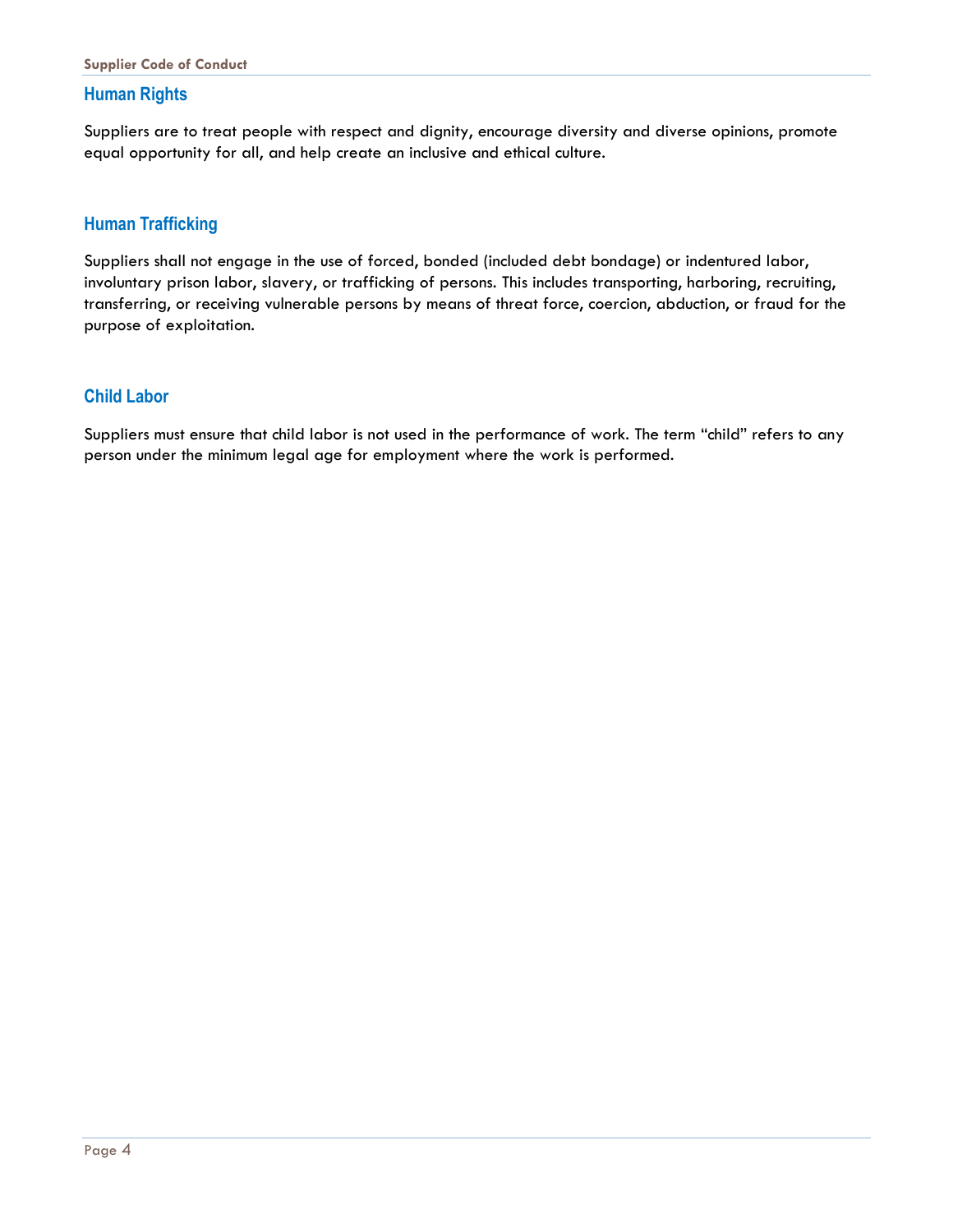## Human Rights

Suppliers are to treat people with respect and dignity, encourage diversity and diverse opinions, promote equal opportunity for all, and help create an inclusive and ethical culture.

## Human Trafficking

Suppliers shall not engage in the use of forced, bonded (included debt bondage) or indentured labor, involuntary prison labor, slavery, or trafficking of persons. This includes transporting, harboring, recruiting, transferring, or receiving vulnerable persons by means of threat force, coercion, abduction, or fraud for the purpose of exploitation.

## Child Labor

Suppliers must ensure that child labor is not used in the performance of work. The term "child" refers to any person under the minimum legal age for employment where the work is performed.